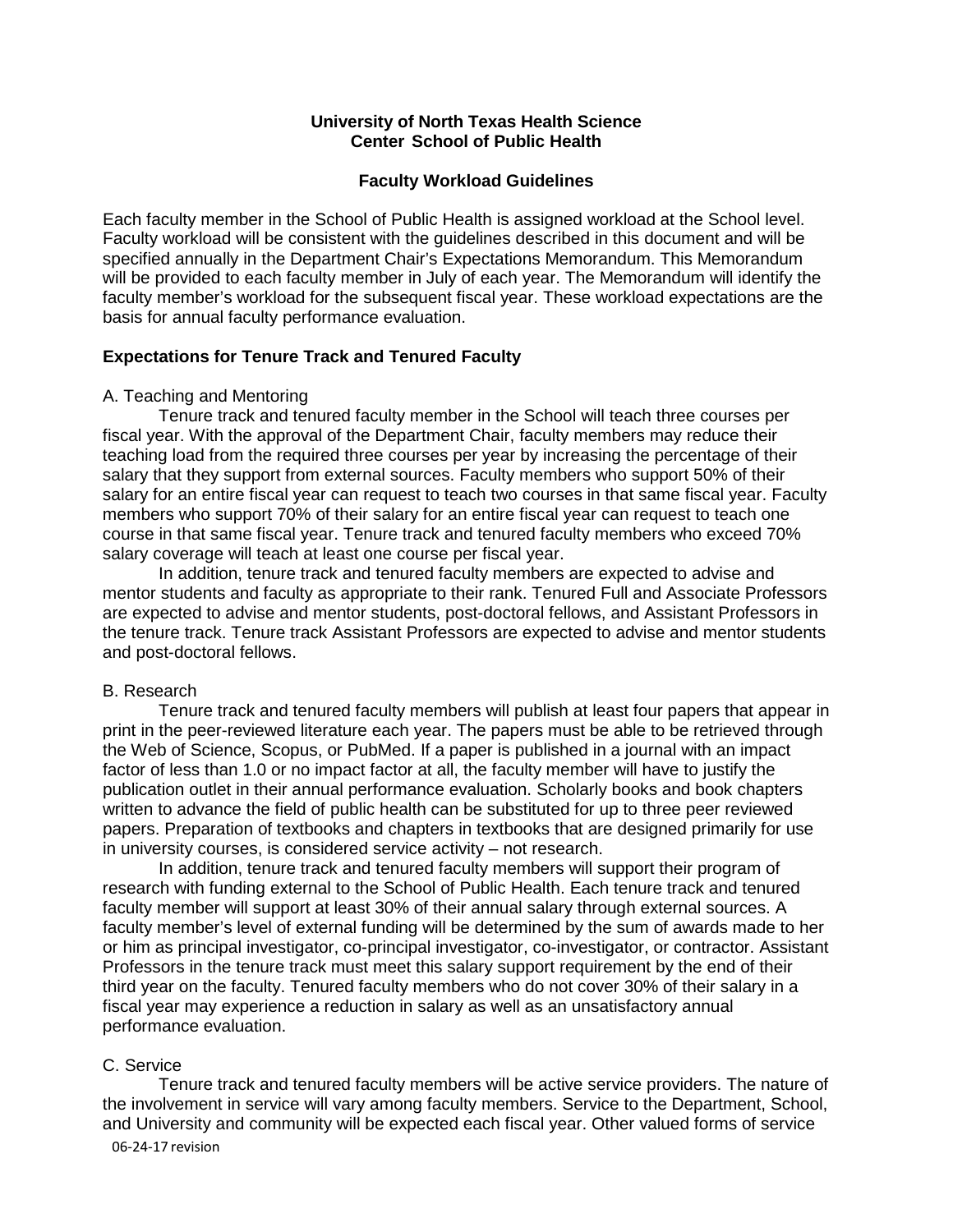# University of North Texas Health Science Center School of Public Health

## Faculty Workload Guidelines

Each faculty member in the School of Public Health is assigned workload at the School level. Faculty workload will be consistent with the guidelines described in this document and will be specified annually in the Department Chair's Expectations Memorandum. This Memorandum will be provided to each faculty member in July of each year. The Memorandum will identify the faculty member's workload for the subsequent fiscal year. These workload expectations are the basis for annual faculty performance evaluation.

### Expectations for Tenure Track and Tenured Faculty

A. Teaching and Mentoring

Tenure track and tenured faculty member in the School will teach three courses per fiscal year. With the approval of the Department Chair, faculty members may reduce their teaching load from the required three courses per year by increasing the percentage of their salary that they support from external sources. Faculty members who support 50% of their salary for an entire fiscal year can request to teach two courses in that same fiscal year. Faculty members who support 70% of their salary for an entire fiscal year can request to teach one course in that same fiscal year. Tenure track and tenured faculty members who exceed 70% salary coverage will teach at least one course per fiscal year.

In addition, tenure track and tenured faculty members are expected to advise and mentor students and faculty as appropriate to their rank. Tenured Full and Associate Professors are expected to advise and mentor students, post-doctoral fellows, and Assistant Professors in the tenure track. Tenure track Assistant Professors are expected to advise and mentor students and post-doctoral fellows.

B. Research

Tenure track and tenured faculty members will publish at least four papers that appear in print in the peer-reviewed literature each year. The papers must be able to be retrieved through the Web of Science, Scopus, or PubMed. If a paper is published in a journal with an impact factor of less than 1.0 or no impact factor at all, the faculty member will have to justify the publication outlet in their annual performance evaluation. Scholarly books and book chapters written to advance the field of public health can be substituted for up to three peer reviewed papers. Preparation of textbooks and chapters in textbooks that are designed primarily for use in university courses, is considered service activity – not research.

In addition, tenure track and tenured faculty members will support their program of research with funding external to the School of Public Health. Each tenure track and tenured faculty member will support at least 30% of their annual salary through external sources. A faculty member's level of external funding will be determined by the sum of awards made to her or him as principal investigator, co-principal investigator, co-investigator, or contractor. Assistant Professors in the tenure track must meet this salary support requirement by the end of their third year on the faculty. Tenured faculty members who do not cover 30% of their salary in a fiscal year may experience a reduction in salary as well as an unsatisfactory annual performance evaluation.

C. Service

Tenure track and tenured faculty members will be active service providers. The nature of the involvement in service will vary among faculty members. Service to the Department, School, and University and community will be expected each fiscal year. Other valued forms of service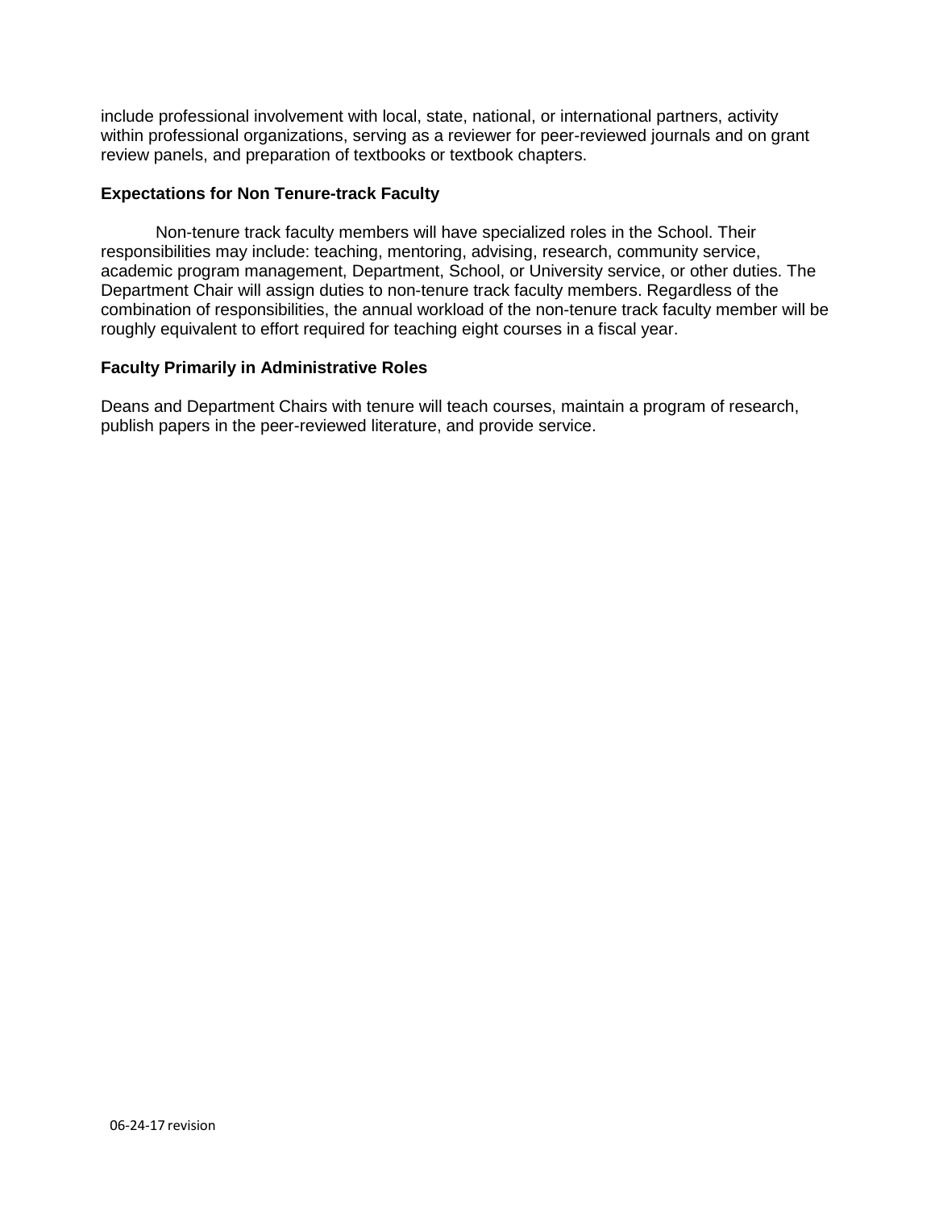include professional involvement with local, state, national, or international partners, activity within professional organizations, serving as a reviewer for peer-reviewed journals and on grant review panels, and preparation of textbooks or textbook chapters.

**Expectations for Non Tenure-track Faculty**

Non-tenure track faculty members will have specialized roles in the School. Their responsibilities may include: teaching, mentoring, advising, research, community service, academic program management, Department, School, or University service, or other duties. The Department Chair will assign duties to non-tenure track faculty members. Regardless of the combination of responsibilities, the annual workload of the non-tenure track faculty member will be roughly equivalent to effort required for teaching eight courses in a fiscal year.

**Faculty Primarily in Administrative Roles**

Deans and Department Chairs with tenure will teach courses, maintain a program of research, publish papers in the peer-reviewed literature, and provide service.